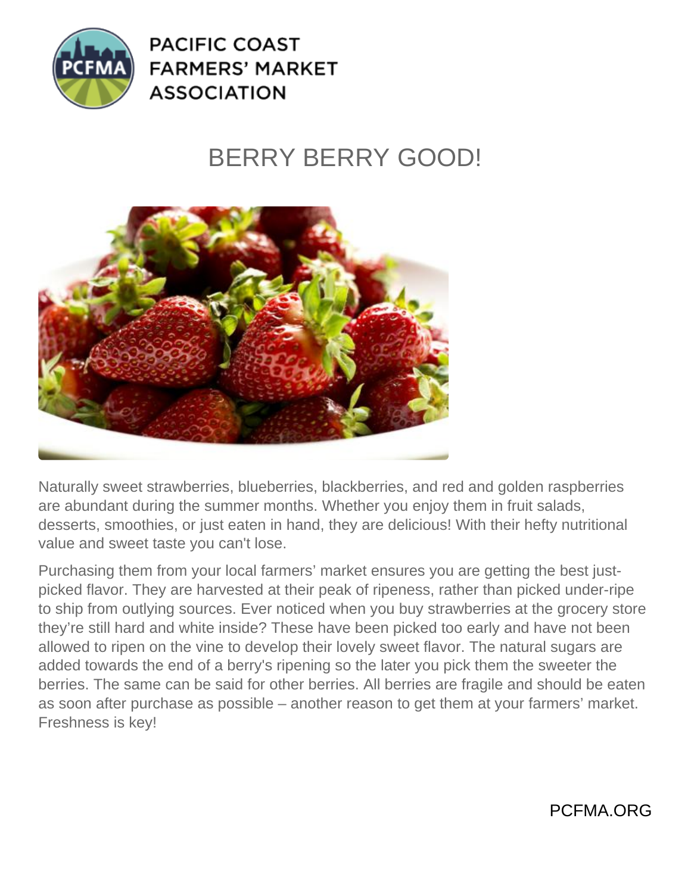PACIFIC COAST FARMERS' MARKET ASSOCIATION

# BERRY BERRY GOOD!

Naturally sweet strawberries, blueberries, blackberries, and red and golden raspberries are abundant during the summer months. Whether you enjoy them in fruit salads, desserts, smoothies, or just eaten in hand, they are delicious! With their hefty nutritional value and sweet taste you can't lose.

Purchasing them from your local farmers' market ensures you are getting the best just-picked flavor. They are harvested at their peak of ripeness, rather than picked under-ripe to ship from outlying sources. Ever noticed when you buy strawberries at the grocery store they're still hard and white inside? These have been picked too early and have not been allowed to ripen on the vine to develop their lovely sweet flavor. The natural sugars are added towards the end of a berry's ripening so the later you pick them the sweeter the berries. The same can be said for other berries. All berries are fragile and should be eaten as soon after purchase as possible – another reason to get them at your farmers' market. Freshness is key!

PCFMA.ORG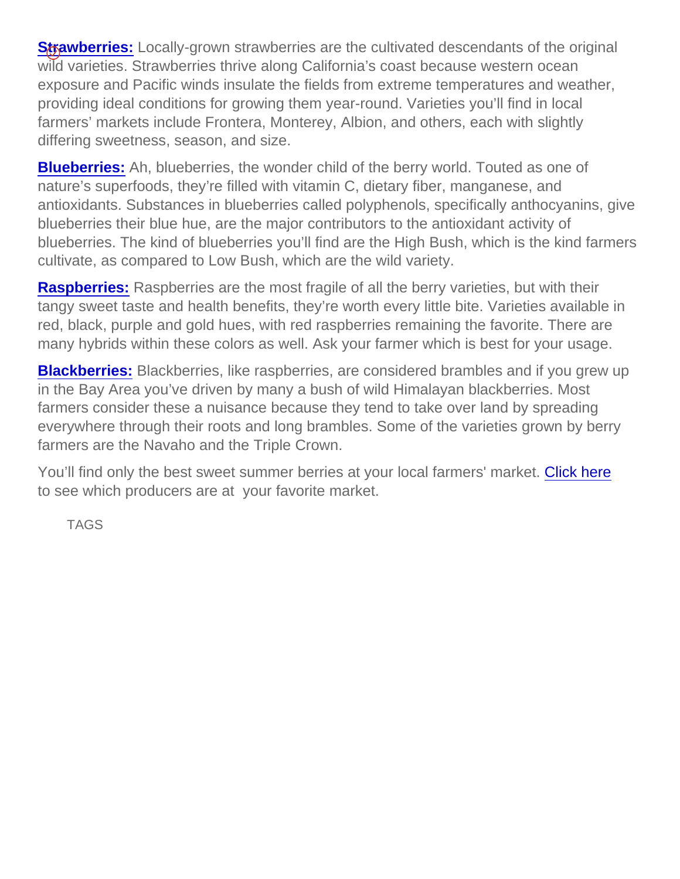**Strawberries:** Locally-grown strawberries are the cultivated descendants of the original wild varieties. Strawberries thrive along California's coast because western ocean exposure and Pacific winds insulate the fields from extreme temperatures and weather, providing ideal conditions for growing them year-round. Varieties you'll find in local farmers' markets include Frontera, Monterey, Albion, and others, each with slightly differing sweetness, season, and size.

**Blueberries:** Ah, blueberries, the wonder child of the berry world. Touted as one of nature's superfoods, they're filled with vitamin C, dietary fiber, manganese, and antioxidants. Substances in blueberries called polyphenols, specifically anthocyanins, give blueberries their blue hue, are the major contributors to the antioxidant activity of blueberries. The kind of blueberries you'll find are the High Bush, which is the kind farmers cultivate, as compared to Low Bush, which are the wild variety.

**Raspberries:** Raspberries are the most fragile of all the berry varieties, but with their tangy sweet taste and health benefits, they're worth every little bite. Varieties available in red, black, purple and gold hues, with red raspberries remaining the favorite. There are many hybrids within these colors as well. Ask your farmer which is best for your usage.

**Blackberries:** Blackberries, like raspberries, are considered brambles and if you grew up in the Bay Area you've driven by many a bush of wild Himalayan blackberries. Most farmers consider these a nuisance because they tend to take over land by spreading everywhere through their roots and long brambles. Some of the varieties grown by berry farmers are the Navaho and the Triple Crown.

You'll find only the best sweet summer berries at your local farmers' market. Click here to see which producers are at your favorite market.

TAGS